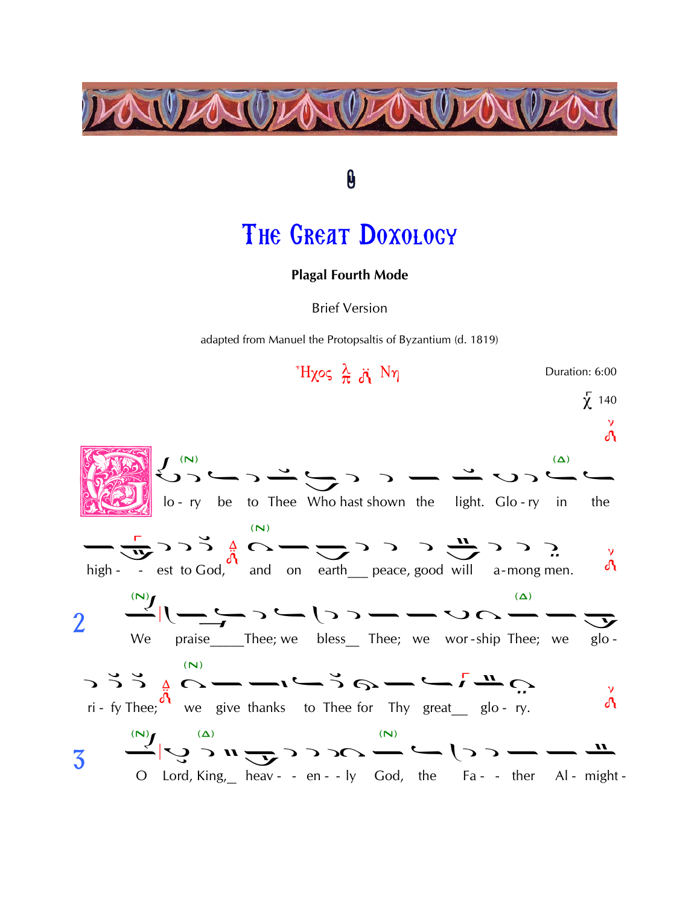# The Great Doxology

**Plagal Fourth Mode**

Brief Version

adapted from Manuel the Protopsaltis of Byzantium (d. 1819)

Ἦχος Νη

Duration: 6:00

140

G lo - ry be to Thee Who hast shown the light. Glo - ry in the high - - est to God, and on earth peace, good will a - mong men.

2 We praise Thee; we bless Thee; we wor - ship Thee; we glo - ri - fy Thee; we give thanks to Thee for Thy great glo - ry.

3 O Lord, King, heav - - en - - ly God, the Fa - - ther Al - might -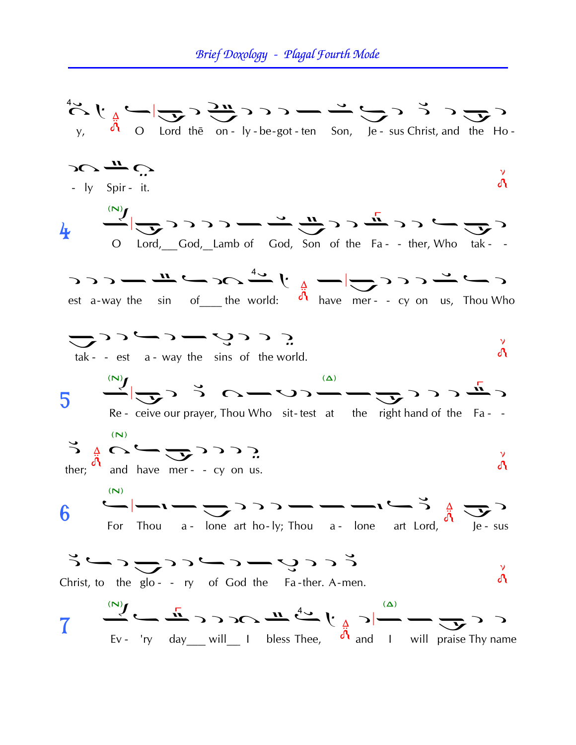y, O Lord thē on - ly - be-got - ten Son, Je - sus Christ, and the Ho -

- ly Spir - it.

4 O Lord, God, Lamb of God, Son of the Fa - - ther, Who tak - -

est a-way the sin of the world: have mer - - cy on us, Thou Who

tak - - est a - way the sins of the world.

5 Re - ceive our prayer, Thou Who sit - test at the right hand of the Fa - -

ther; and have mer - - cy on us.

6 For Thou a - lone art ho - ly; Thou a - lone art Lord, Je - sus

Christ, to the glo - - ry of God the Fa - ther. A - men.

7 Ev - 'ry day will I bless Thee, and I will praise Thy name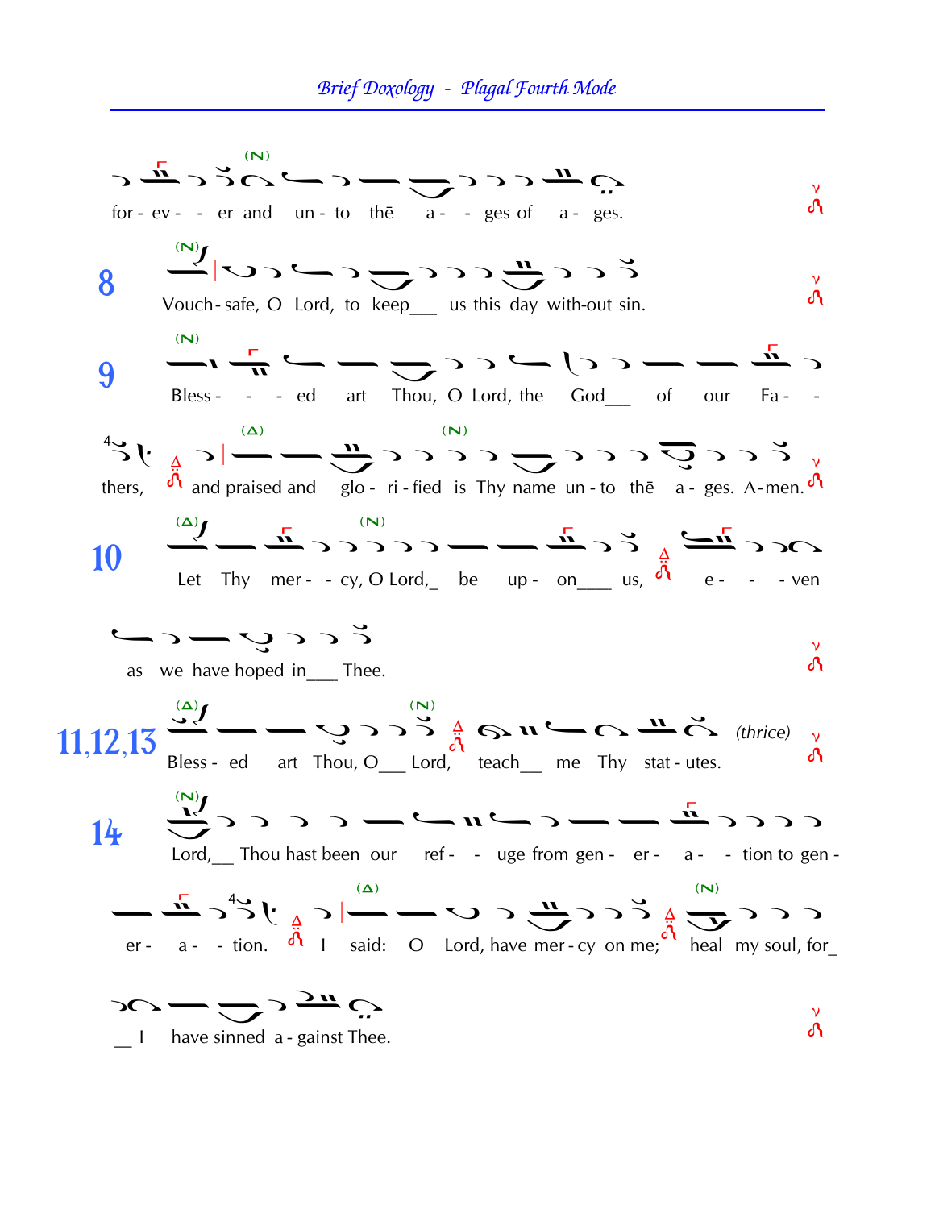for - ev - - er and un - to thē a - - ges of a - ges.

**8** Vouch-safe, O Lord, to keep___ us this day with-out sin.

**9** Bless - - - ed art Thou, O Lord, the God___ of our Fa - - thers, and praised and glo - ri - fied is Thy name un - to thē a - ges. A-men.

**10** Let Thy mer - - cy, O Lord,_ be up - on___ us, e - - - ven as we have hoped in___ Thee.

**11,12,13** Bless - ed art Thou, O___ Lord, teach__ me Thy stat - utes. *(thrice)*

**14** Lord,__ Thou hast been our ref - - uge from gen - er - a - - tion to gen - er - a - - tion. I said: O Lord, have mer - cy on me; heal my soul, for_ __ I have sinned a - gainst Thee.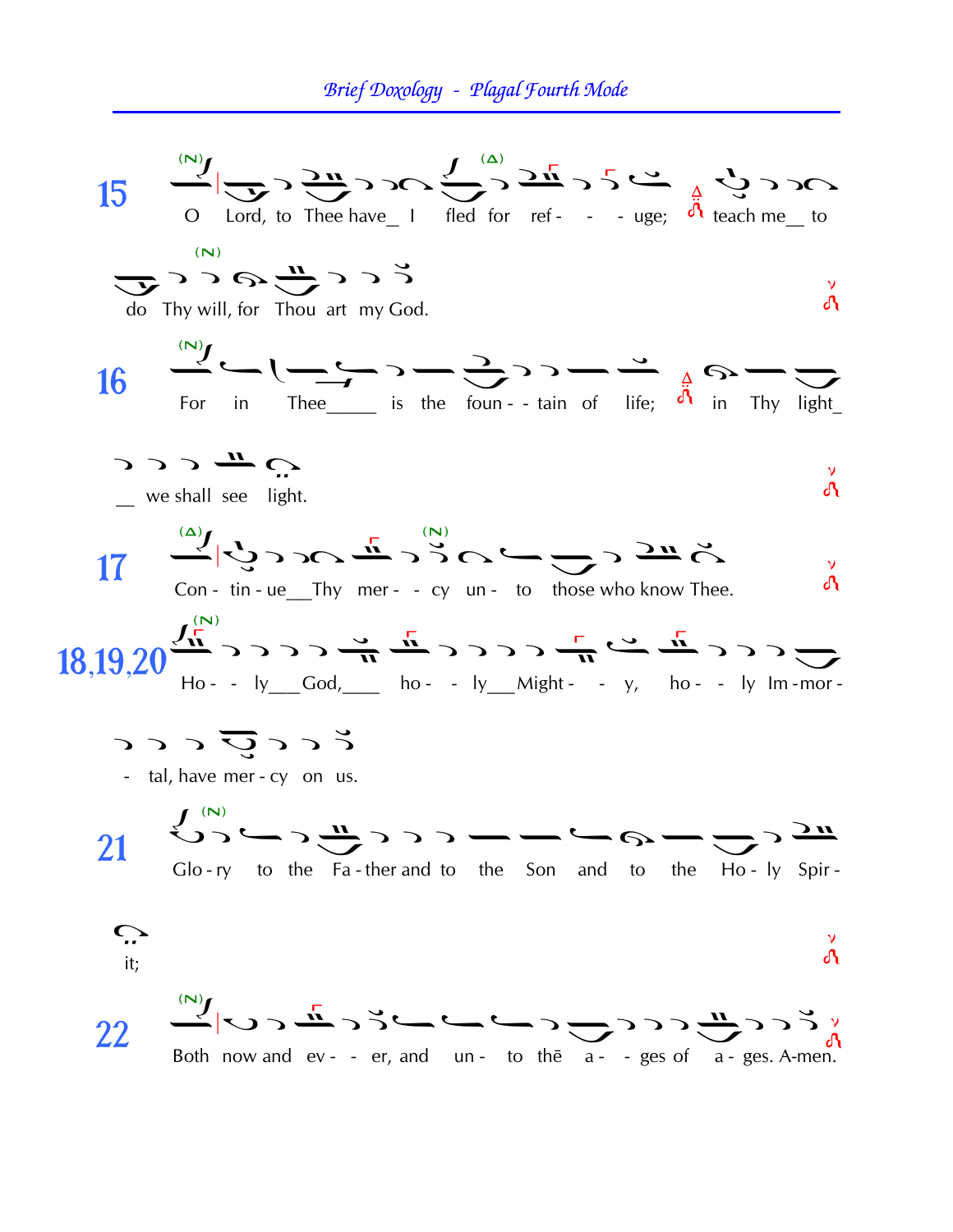15 O Lord, to Thee have_ I fled for ref - - - uge; teach me__ to do Thy will, for Thou art my God.

16 For in Thee_____ is the foun - - tain of life; in Thy light_ __ we shall see light.

17 Con - tin - ue__Thy mer - - cy un - to those who know Thee.

18,19,20 Ho - - ly___God,____ ho - - ly___Might - - y, ho - - ly Im - mor - - tal, have mer - cy on us.

21 Glo - ry to the Fa - ther and to the Son and to the Ho - ly Spir - it;

22 Both now and ev - - er, and un - to thē a - - ges of a - ges. A-men.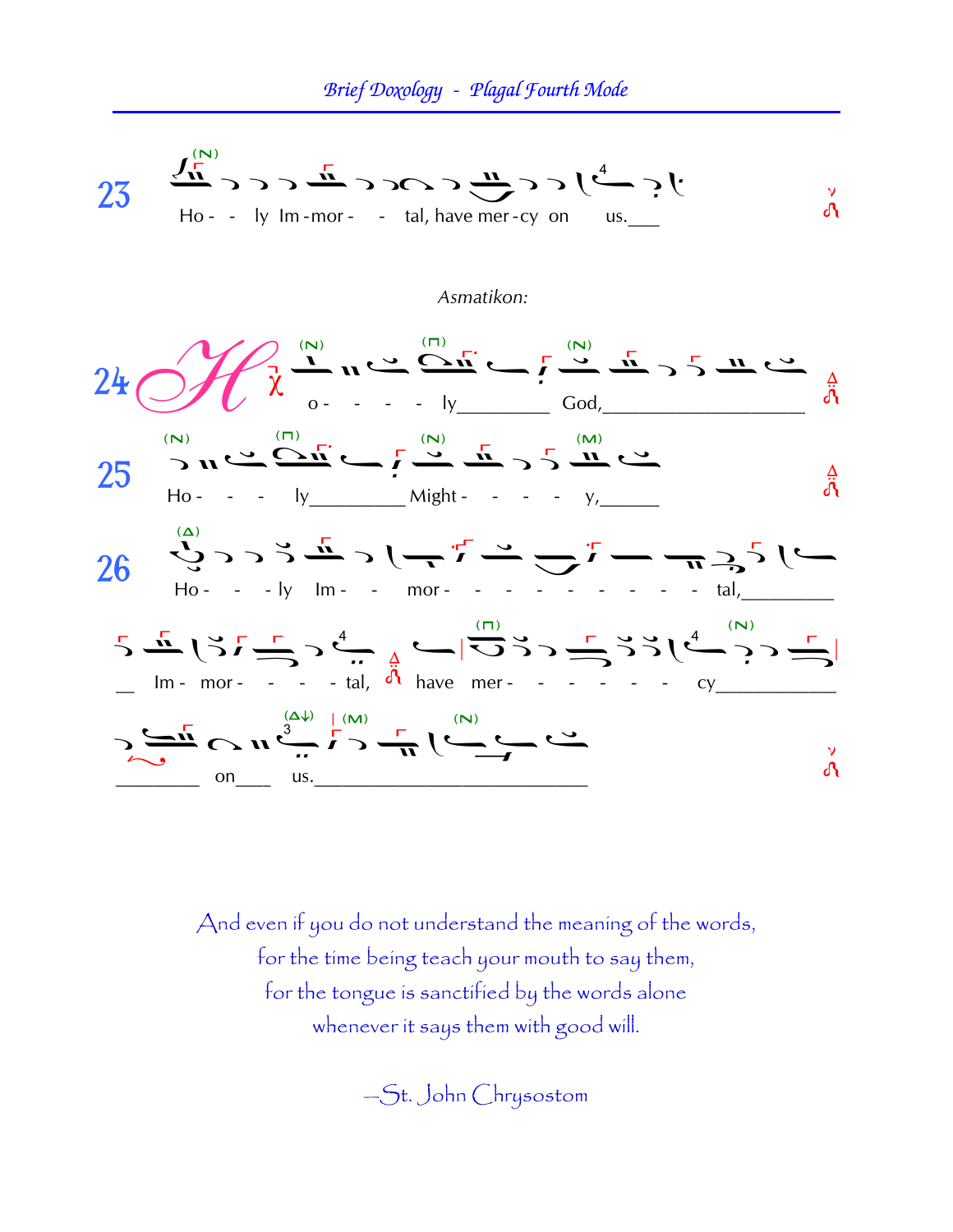23 Ho - - ly Im - mor - - tal, have mer - cy on us.___

*Asmatikon:*

24 o - - - - ly__________ God,____________________

25 Ho - - - ly__________ Might - - - - y,______

26 Ho - - - ly Im - - mor - - - - - - - - - - tal,_________

__ Im - mor - - - - tal, have mer - - - - - - cy____________

________ on____ us.___________________________

And even if you do not understand the meaning of the words,
for the time being teach your mouth to say them,
for the tongue is sanctified by the words alone
whenever it says them with good will.

—St. John Chrysostom